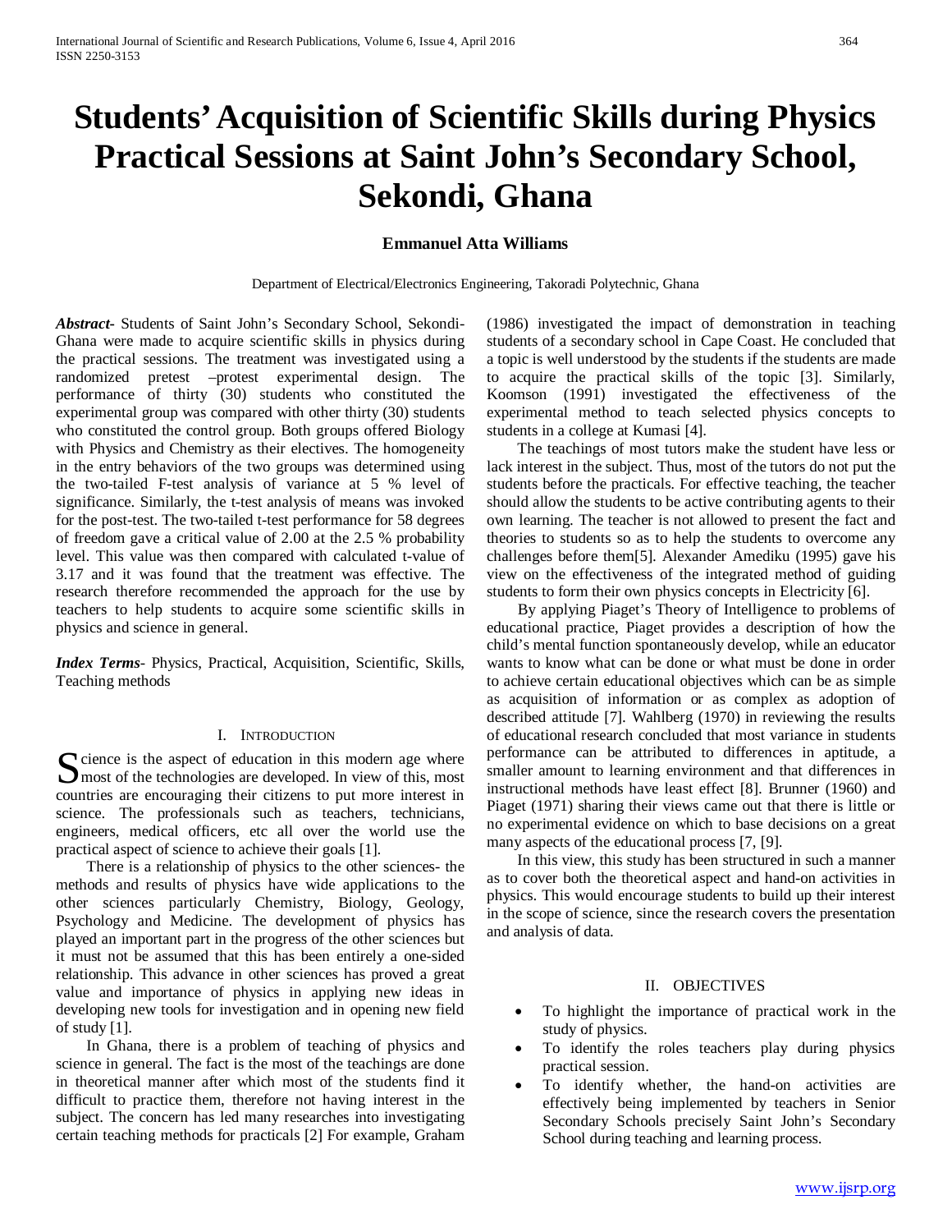# Students' Acquisition of Scientific Skills during Physics Practical Sessions at Saint John's Secondary School, Sekondi, Ghana

**Emmanuel Atta Williams**

Department of Electrical/Electronics Engineering, Takoradi Polytechnic, Ghana

***Abstract-*** Students of Saint John's Secondary School, Sekondi-Ghana were made to acquire scientific skills in physics during the practical sessions. The treatment was investigated using a randomized pretest –protest experimental design. The performance of thirty (30) students who constituted the experimental group was compared with other thirty (30) students who constituted the control group. Both groups offered Biology with Physics and Chemistry as their electives. The homogeneity in the entry behaviors of the two groups was determined using the two-tailed F-test analysis of variance at 5 % level of significance. Similarly, the t-test analysis of means was invoked for the post-test. The two-tailed t-test performance for 58 degrees of freedom gave a critical value of 2.00 at the 2.5 % probability level. This value was then compared with calculated t-value of 3.17 and it was found that the treatment was effective. The research therefore recommended the approach for the use by teachers to help students to acquire some scientific skills in physics and science in general.

***Index Terms-*** Physics, Practical, Acquisition, Scientific, Skills, Teaching methods

## I. Introduction

Science is the aspect of education in this modern age where most of the technologies are developed. In view of this, most countries are encouraging their citizens to put more interest in science. The professionals such as teachers, technicians, engineers, medical officers, etc all over the world use the practical aspect of science to achieve their goals [1].

There is a relationship of physics to the other sciences- the methods and results of physics have wide applications to the other sciences particularly Chemistry, Biology, Geology, Psychology and Medicine. The development of physics has played an important part in the progress of the other sciences but it must not be assumed that this has been entirely a one-sided relationship. This advance in other sciences has proved a great value and importance of physics in applying new ideas in developing new tools for investigation and in opening new field of study [1].

In Ghana, there is a problem of teaching of physics and science in general. The fact is the most of the teachings are done in theoretical manner after which most of the students find it difficult to practice them, therefore not having interest in the subject. The concern has led many researches into investigating certain teaching methods for practicals [2] For example, Graham (1986) investigated the impact of demonstration in teaching students of a secondary school in Cape Coast. He concluded that a topic is well understood by the students if the students are made to acquire the practical skills of the topic [3]. Similarly, Koomson (1991) investigated the effectiveness of the experimental method to teach selected physics concepts to students in a college at Kumasi [4].

The teachings of most tutors make the student have less or lack interest in the subject. Thus, most of the tutors do not put the students before the practicals. For effective teaching, the teacher should allow the students to be active contributing agents to their own learning. The teacher is not allowed to present the fact and theories to students so as to help the students to overcome any challenges before them[5]. Alexander Amediku (1995) gave his view on the effectiveness of the integrated method of guiding students to form their own physics concepts in Electricity [6].

By applying Piaget's Theory of Intelligence to problems of educational practice, Piaget provides a description of how the child's mental function spontaneously develop, while an educator wants to know what can be done or what must be done in order to achieve certain educational objectives which can be as simple as acquisition of information or as complex as adoption of described attitude [7]. Wahlberg (1970) in reviewing the results of educational research concluded that most variance in students performance can be attributed to differences in aptitude, a smaller amount to learning environment and that differences in instructional methods have least effect [8]. Brunner (1960) and Piaget (1971) sharing their views came out that there is little or no experimental evidence on which to base decisions on a great many aspects of the educational process [7, 9].

In this view, this study has been structured in such a manner as to cover both the theoretical aspect and hand-on activities in physics. This would encourage students to build up their interest in the scope of science, since the research covers the presentation and analysis of data.

## II. Objectives

- To highlight the importance of practical work in the study of physics.
- To identify the roles teachers play during physics practical session.
- To identify whether, the hand-on activities are effectively being implemented by teachers in Senior Secondary Schools precisely Saint John's Secondary School during teaching and learning process.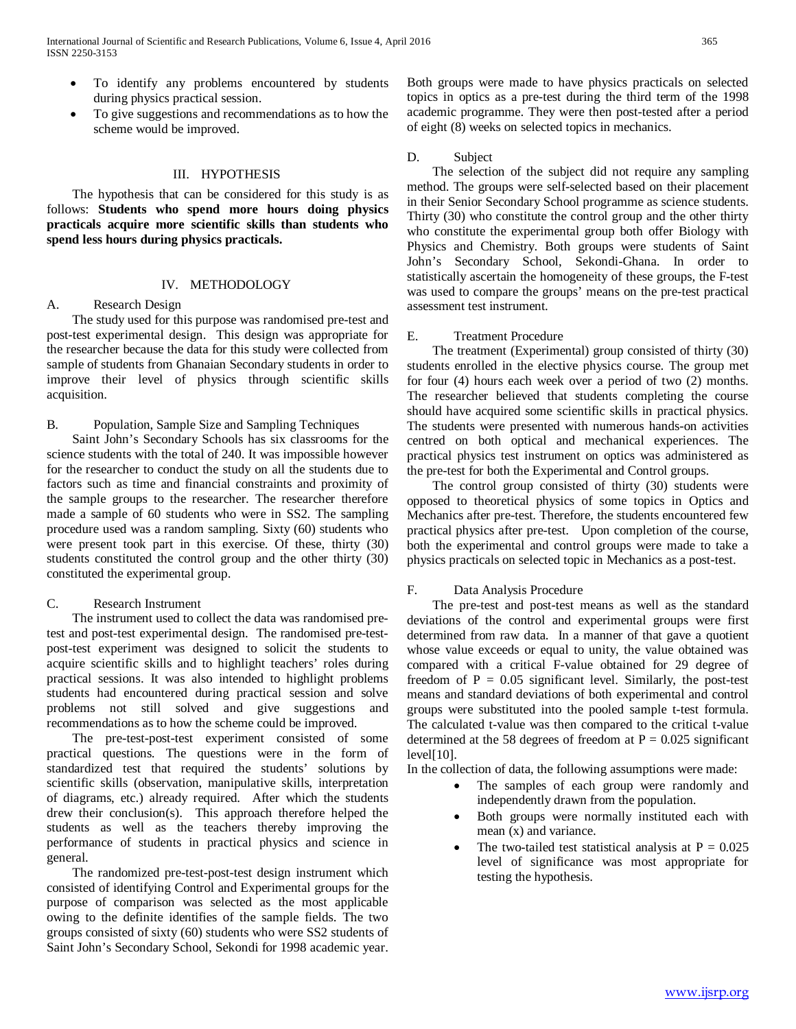- To identify any problems encountered by students during physics practical session.
- To give suggestions and recommendations as to how the scheme would be improved.

## III. HYPOTHESIS

The hypothesis that can be considered for this study is as follows: **Students who spend more hours doing physics practicals acquire more scientific skills than students who spend less hours during physics practicals.**

## IV. METHODOLOGY

### A. Research Design

The study used for this purpose was randomised pre-test and post-test experimental design. This design was appropriate for the researcher because the data for this study were collected from sample of students from Ghanaian Secondary students in order to improve their level of physics through scientific skills acquisition.

### B. Population, Sample Size and Sampling Techniques

Saint John's Secondary Schools has six classrooms for the science students with the total of 240. It was impossible however for the researcher to conduct the study on all the students due to factors such as time and financial constraints and proximity of the sample groups to the researcher. The researcher therefore made a sample of 60 students who were in SS2. The sampling procedure used was a random sampling. Sixty (60) students who were present took part in this exercise. Of these, thirty (30) students constituted the control group and the other thirty (30) constituted the experimental group.

### C. Research Instrument

The instrument used to collect the data was randomised pre-test and post-test experimental design. The randomised pre-test-post-test experiment was designed to solicit the students to acquire scientific skills and to highlight teachers' roles during practical sessions. It was also intended to highlight problems students had encountered during practical session and solve problems not still solved and give suggestions and recommendations as to how the scheme could be improved.

The pre-test-post-test experiment consisted of some practical questions. The questions were in the form of standardized test that required the students' solutions by scientific skills (observation, manipulative skills, interpretation of diagrams, etc.) already required. After which the students drew their conclusion(s). This approach therefore helped the students as well as the teachers thereby improving the performance of students in practical physics and science in general.

The randomized pre-test-post-test design instrument which consisted of identifying Control and Experimental groups for the purpose of comparison was selected as the most applicable owing to the definite identifies of the sample fields. The two groups consisted of sixty (60) students who were SS2 students of Saint John's Secondary School, Sekondi for 1998 academic year. Both groups were made to have physics practicals on selected topics in optics as a pre-test during the third term of the 1998 academic programme. They were then post-tested after a period of eight (8) weeks on selected topics in mechanics.

### D. Subject

The selection of the subject did not require any sampling method. The groups were self-selected based on their placement in their Senior Secondary School programme as science students. Thirty (30) who constitute the control group and the other thirty who constitute the experimental group both offer Biology with Physics and Chemistry. Both groups were students of Saint John's Secondary School, Sekondi-Ghana. In order to statistically ascertain the homogeneity of these groups, the F-test was used to compare the groups' means on the pre-test practical assessment test instrument.

### E. Treatment Procedure

The treatment (Experimental) group consisted of thirty (30) students enrolled in the elective physics course. The group met for four (4) hours each week over a period of two (2) months. The researcher believed that students completing the course should have acquired some scientific skills in practical physics. The students were presented with numerous hands-on activities centred on both optical and mechanical experiences. The practical physics test instrument on optics was administered as the pre-test for both the Experimental and Control groups.

The control group consisted of thirty (30) students were opposed to theoretical physics of some topics in Optics and Mechanics after pre-test. Therefore, the students encountered few practical physics after pre-test. Upon completion of the course, both the experimental and control groups were made to take a physics practicals on selected topic in Mechanics as a post-test.

### F. Data Analysis Procedure

The pre-test and post-test means as well as the standard deviations of the control and experimental groups were first determined from raw data. In a manner of that gave a quotient whose value exceeds or equal to unity, the value obtained was compared with a critical F-value obtained for 29 degree of freedom of $P = 0.05$ significant level. Similarly, the post-test means and standard deviations of both experimental and control groups were substituted into the pooled sample t-test formula. The calculated t-value was then compared to the critical t-value determined at the 58 degrees of freedom at $P = 0.025$ significant level[10].

In the collection of data, the following assumptions were made:

- The samples of each group were randomly and independently drawn from the population.
- Both groups were normally instituted each with mean ($\bar{x}$) and variance.
- The two-tailed test statistical analysis at $P = 0.025$ level of significance was most appropriate for testing the hypothesis.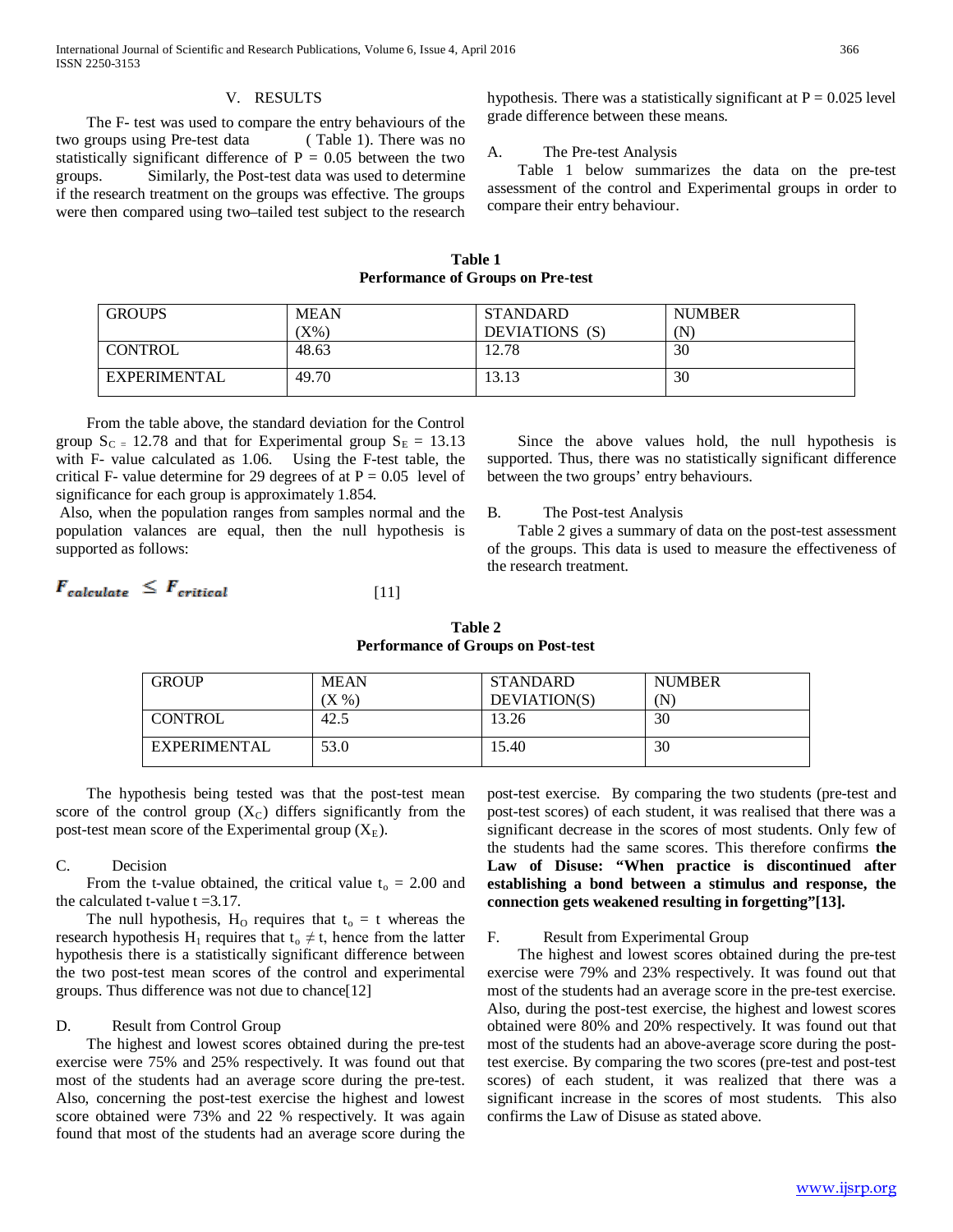## V. RESULTS

The F- test was used to compare the entry behaviours of the two groups using Pre-test data ( Table 1). There was no statistically significant difference of P = 0.05 between the two groups. Similarly, the Post-test data was used to determine if the research treatment on the groups was effective. The groups were then compared using two–tailed test subject to the research hypothesis. There was a statistically significant at P = 0.025 level grade difference between these means.

### A. The Pre-test Analysis

Table 1 below summarizes the data on the pre-test assessment of the control and Experimental groups in order to compare their entry behaviour.

**Table 1**
**Performance of Groups on Pre-test**

| GROUPS | MEAN (X%) | STANDARD DEVIATIONS (S) | NUMBER (N) |
|---|---|---|---|
| CONTROL | 48.63 | 12.78 | 30 |
| EXPERIMENTAL | 49.70 | 13.13 | 30 |

From the table above, the standard deviation for the Control group $S_C = 12.78$ and that for Experimental group $S_E = 13.13$ with F- value calculated as 1.06. Using the F-test table, the critical F- value determine for 29 degrees of at P = 0.05 level of significance for each group is approximately 1.854.

Also, when the population ranges from samples normal and the population valances are equal, then the null hypothesis is supported as follows:

$$F_{calculate} \leq F_{critical} \qquad [11]$$

Since the above values hold, the null hypothesis is supported. Thus, there was no statistically significant difference between the two groups' entry behaviours.

### B. The Post-test Analysis

Table 2 gives a summary of data on the post-test assessment of the groups. This data is used to measure the effectiveness of the research treatment.

**Table 2**
**Performance of Groups on Post-test**

| GROUP | MEAN (X %) | STANDARD DEVIATION(S) | NUMBER (N) |
|---|---|---|---|
| CONTROL | 42.5 | 13.26 | 30 |
| EXPERIMENTAL | 53.0 | 15.40 | 30 |

The hypothesis being tested was that the post-test mean score of the control group ($X_C$) differs significantly from the post-test mean score of the Experimental group ($X_E$).

### C. Decision

From the t-value obtained, the critical value $t_o = 2.00$ and the calculated t-value t =3.17.

The null hypothesis, $H_O$ requires that $t_o = t$ whereas the research hypothesis $H_1$ requires that $t_o \neq t$, hence from the latter hypothesis there is a statistically significant difference between the two post-test mean scores of the control and experimental groups. Thus difference was not due to chance[12]

### D. Result from Control Group

The highest and lowest scores obtained during the pre-test exercise were 75% and 25% respectively. It was found out that most of the students had an average score during the pre-test. Also, concerning the post-test exercise the highest and lowest score obtained were 73% and 22 % respectively. It was again found that most of the students had an average score during the post-test exercise. By comparing the two students (pre-test and post-test scores) of each student, it was realised that there was a significant decrease in the scores of most students. Only few of the students had the same scores. This therefore confirms **the Law of Disuse: "When practice is discontinued after establishing a bond between a stimulus and response, the connection gets weakened resulting in forgetting"[13].**

### F. Result from Experimental Group

The highest and lowest scores obtained during the pre-test exercise were 79% and 23% respectively. It was found out that most of the students had an average score in the pre-test exercise. Also, during the post-test exercise, the highest and lowest scores obtained were 80% and 20% respectively. It was found out that most of the students had an above-average score during the post-test exercise. By comparing the two scores (pre-test and post-test scores) of each student, it was realized that there was a significant increase in the scores of most students. This also confirms the Law of Disuse as stated above.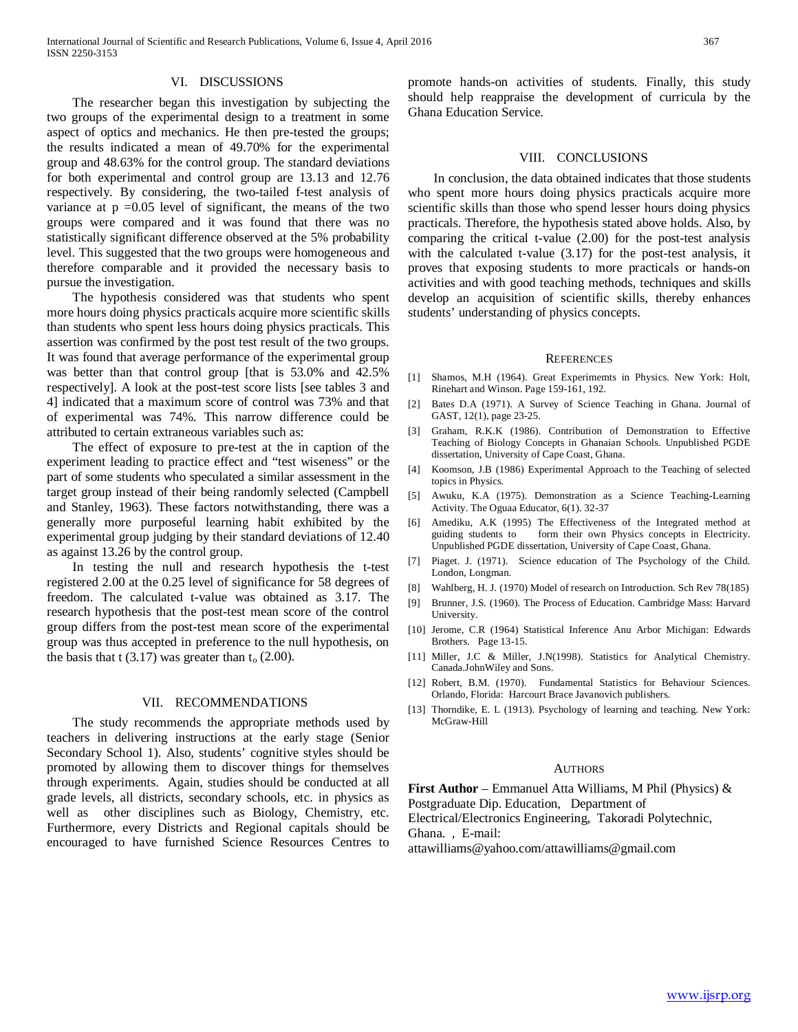## VI. DISCUSSIONS

The researcher began this investigation by subjecting the two groups of the experimental design to a treatment in some aspect of optics and mechanics. He then pre-tested the groups; the results indicated a mean of 49.70% for the experimental group and 48.63% for the control group. The standard deviations for both experimental and control group are 13.13 and 12.76 respectively. By considering, the two-tailed f-test analysis of variance at p =0.05 level of significant, the means of the two groups were compared and it was found that there was no statistically significant difference observed at the 5% probability level. This suggested that the two groups were homogeneous and therefore comparable and it provided the necessary basis to pursue the investigation.

The hypothesis considered was that students who spent more hours doing physics practicals acquire more scientific skills than students who spent less hours doing physics practicals. This assertion was confirmed by the post test result of the two groups. It was found that average performance of the experimental group was better than that control group [that is 53.0% and 42.5% respectively]. A look at the post-test score lists [see tables 3 and 4] indicated that a maximum score of control was 73% and that of experimental was 74%. This narrow difference could be attributed to certain extraneous variables such as:

The effect of exposure to pre-test at the in caption of the experiment leading to practice effect and "test wiseness" or the part of some students who speculated a similar assessment in the target group instead of their being randomly selected (Campbell and Stanley, 1963). These factors notwithstanding, there was a generally more purposeful learning habit exhibited by the experimental group judging by their standard deviations of 12.40 as against 13.26 by the control group.

In testing the null and research hypothesis the t-test registered 2.00 at the 0.25 level of significance for 58 degrees of freedom. The calculated t-value was obtained as 3.17. The research hypothesis that the post-test mean score of the control group differs from the post-test mean score of the experimental group was thus accepted in preference to the null hypothesis, on the basis that t (3.17) was greater than $t_o$ (2.00).

## VII. RECOMMENDATIONS

The study recommends the appropriate methods used by teachers in delivering instructions at the early stage (Senior Secondary School 1). Also, students' cognitive styles should be promoted by allowing them to discover things for themselves through experiments. Again, studies should be conducted at all grade levels, all districts, secondary schools, etc. in physics as well as other disciplines such as Biology, Chemistry, etc. Furthermore, every Districts and Regional capitals should be encouraged to have furnished Science Resources Centres to promote hands-on activities of students. Finally, this study should help reappraise the development of curricula by the Ghana Education Service.

## VIII. CONCLUSIONS

In conclusion, the data obtained indicates that those students who spent more hours doing physics practicals acquire more scientific skills than those who spend lesser hours doing physics practicals. Therefore, the hypothesis stated above holds. Also, by comparing the critical t-value (2.00) for the post-test analysis with the calculated t-value (3.17) for the post-test analysis, it proves that exposing students to more practicals or hands-on activities and with good teaching methods, techniques and skills develop an acquisition of scientific skills, thereby enhances students' understanding of physics concepts.

## REFERENCES

[1] Shamos, M.H (1964). Great Experimemts in Physics. New York: Holt, Rinehart and Winson. Page 159-161, 192.

[2] Bates D.A (1971). A Survey of Science Teaching in Ghana. Journal of GAST, 12(1), page 23-25.

[3] Graham, R.K.K (1986). Contribution of Demonstration to Effective Teaching of Biology Concepts in Ghanaian Schools. Unpublished PGDE dissertation, University of Cape Coast, Ghana.

[4] Koomson, J.B (1986) Experimental Approach to the Teaching of selected topics in Physics.

[5] Awuku, K.A (1975). Demonstration as a Science Teaching-Learning Activity. The Oguaa Educator, 6(1). 32-37

[6] Amediku, A.K (1995) The Effectiveness of the Integrated method at guiding students to form their own Physics concepts in Electricity. Unpublished PGDE dissertation, University of Cape Coast, Ghana.

[7] Piaget. J. (1971). Science education of The Psychology of the Child. London, Longman.

[8] Wahlberg, H. J. (1970) Model of research on Introduction. Sch Rev 78(185)

[9] Brunner, J.S. (1960). The Process of Education. Cambridge Mass: Harvard University.

[10] Jerome, C.R (1964) Statistical Inference Anu Arbor Michigan: Edwards Brothers. Page 13-15.

[11] Miller, J.C & Miller, J.N(1998). Statistics for Analytical Chemistry. Canada.JohnWiley and Sons.

[12] Robert, B.M. (1970). Fundamental Statistics for Behaviour Sciences. Orlando, Florida: Harcourt Brace Javanovich publishers.

[13] Thorndike, E. L (1913). Psychology of learning and teaching. New York: McGraw-Hill

## AUTHORS

**First Author** – Emmanuel Atta Williams, M Phil (Physics) & Postgraduate Dip. Education, Department of Electrical/Electronics Engineering, Takoradi Polytechnic, Ghana. , E-mail: attawilliams@yahoo.com/attawilliams@gmail.com